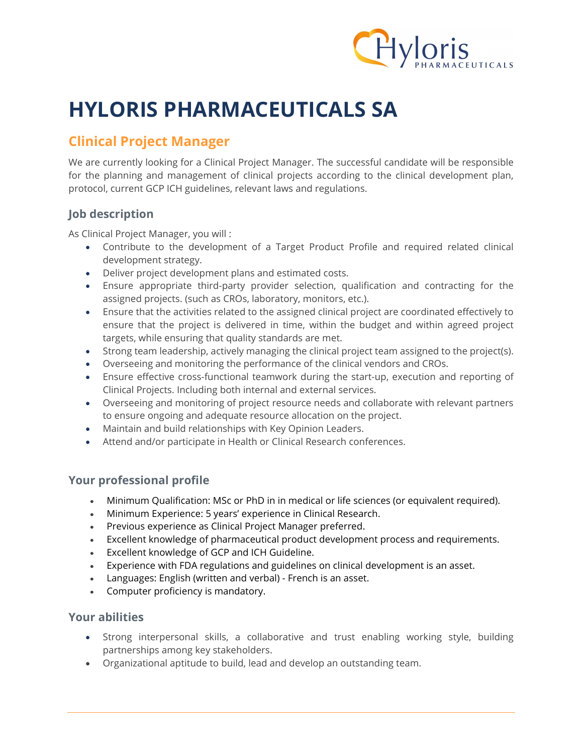# HYLORIS PHARMACEUTICALS SA

## Clinical Project Manager

We are currently looking for a Clinical Project Manager. The successful candidate will be responsible for the planning and management of clinical projects according to the clinical development plan, protocol, current GCP ICH guidelines, relevant laws and regulations.

### Job description

As Clinical Project Manager, you will :

- Contribute to the development of a Target Product Profile and required related clinical development strategy.
- Deliver project development plans and estimated costs.
- Ensure appropriate third-party provider selection, qualification and contracting for the assigned projects. (such as CROs, laboratory, monitors, etc.).
- Ensure that the activities related to the assigned clinical project are coordinated effectively to ensure that the project is delivered in time, within the budget and within agreed project targets, while ensuring that quality standards are met.
- Strong team leadership, actively managing the clinical project team assigned to the project(s).
- Overseeing and monitoring the performance of the clinical vendors and CROs.
- Ensure effective cross-functional teamwork during the start-up, execution and reporting of Clinical Projects. Including both internal and external services.
- Overseeing and monitoring of project resource needs and collaborate with relevant partners to ensure ongoing and adequate resource allocation on the project.
- Maintain and build relationships with Key Opinion Leaders.
- Attend and/or participate in Health or Clinical Research conferences.

### Your professional profile

- Minimum Qualification: MSc or PhD in in medical or life sciences (or equivalent required).
- Minimum Experience: 5 years' experience in Clinical Research.
- Previous experience as Clinical Project Manager preferred.
- Excellent knowledge of pharmaceutical product development process and requirements.
- Excellent knowledge of GCP and ICH Guideline.
- Experience with FDA regulations and guidelines on clinical development is an asset.
- Languages: English (written and verbal) - French is an asset.
- Computer proficiency is mandatory.

### Your abilities

- Strong interpersonal skills, a collaborative and trust enabling working style, building partnerships among key stakeholders.
- Organizational aptitude to build, lead and develop an outstanding team.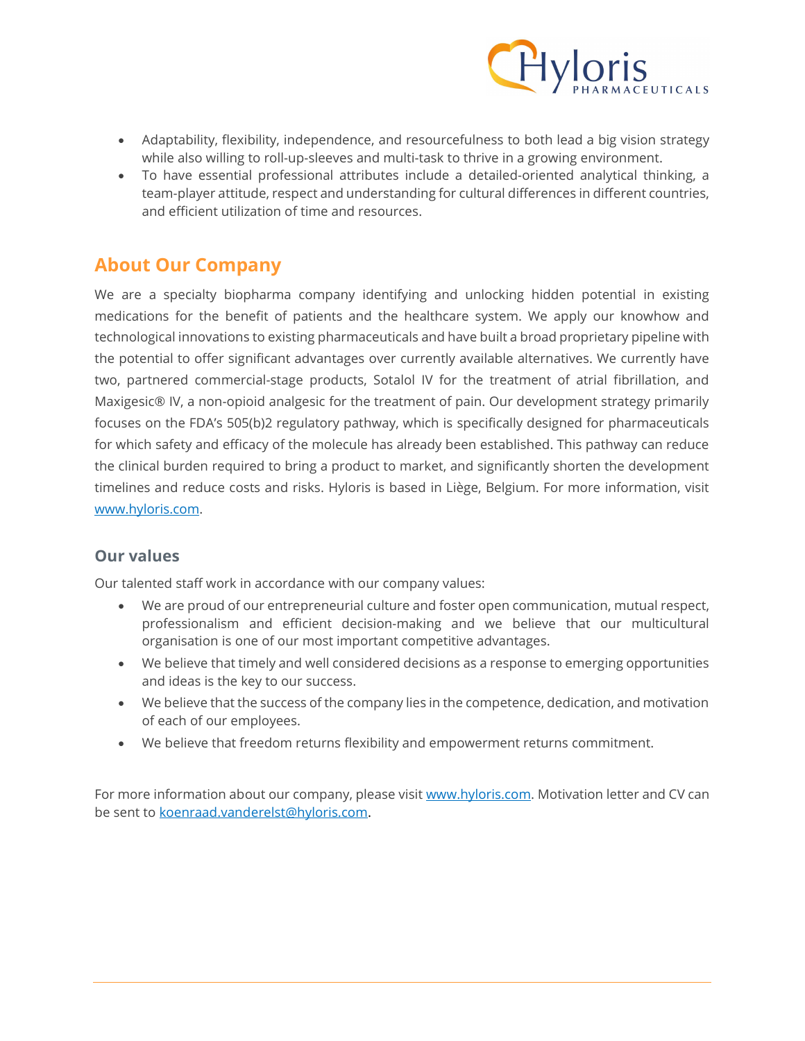- Adaptability, flexibility, independence, and resourcefulness to both lead a big vision strategy while also willing to roll-up-sleeves and multi-task to thrive in a growing environment.
- To have essential professional attributes include a detailed-oriented analytical thinking, a team-player attitude, respect and understanding for cultural differences in different countries, and efficient utilization of time and resources.

## About Our Company

We are a specialty biopharma company identifying and unlocking hidden potential in existing medications for the benefit of patients and the healthcare system. We apply our knowhow and technological innovations to existing pharmaceuticals and have built a broad proprietary pipeline with the potential to offer significant advantages over currently available alternatives. We currently have two, partnered commercial-stage products, Sotalol IV for the treatment of atrial fibrillation, and Maxigesic® IV, a non-opioid analgesic for the treatment of pain. Our development strategy primarily focuses on the FDA's 505(b)2 regulatory pathway, which is specifically designed for pharmaceuticals for which safety and efficacy of the molecule has already been established. This pathway can reduce the clinical burden required to bring a product to market, and significantly shorten the development timelines and reduce costs and risks. Hyloris is based in Liège, Belgium. For more information, visit www.hyloris.com.

### Our values

Our talented staff work in accordance with our company values:

- We are proud of our entrepreneurial culture and foster open communication, mutual respect, professionalism and efficient decision-making and we believe that our multicultural organisation is one of our most important competitive advantages.
- We believe that timely and well considered decisions as a response to emerging opportunities and ideas is the key to our success.
- We believe that the success of the company lies in the competence, dedication, and motivation of each of our employees.
- We believe that freedom returns flexibility and empowerment returns commitment.

For more information about our company, please visit www.hyloris.com. Motivation letter and CV can be sent to koenraad.vanderelst@hyloris.com.